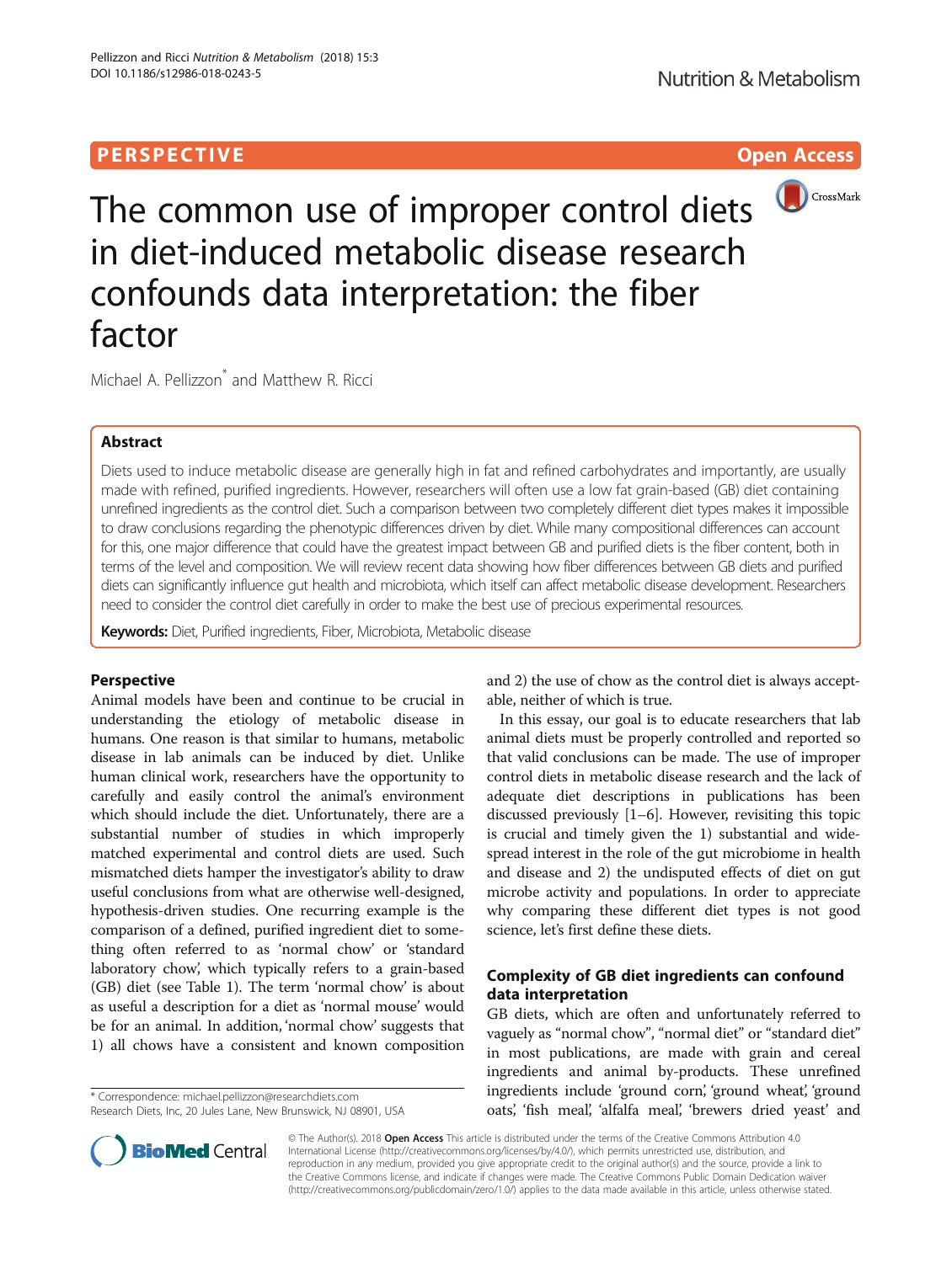PERSPECTIVE

Open Access

# The common use of improper control diets in diet-induced metabolic disease research confounds data interpretation: the fiber factor

Michael A. Pellizzon* and Matthew R. Ricci

## Abstract

Diets used to induce metabolic disease are generally high in fat and refined carbohydrates and importantly, are usually made with refined, purified ingredients. However, researchers will often use a low fat grain-based (GB) diet containing unrefined ingredients as the control diet. Such a comparison between two completely different diet types makes it impossible to draw conclusions regarding the phenotypic differences driven by diet. While many compositional differences can account for this, one major difference that could have the greatest impact between GB and purified diets is the fiber content, both in terms of the level and composition. We will review recent data showing how fiber differences between GB diets and purified diets can significantly influence gut health and microbiota, which itself can affect metabolic disease development. Researchers need to consider the control diet carefully in order to make the best use of precious experimental resources.

**Keywords:** Diet, Purified ingredients, Fiber, Microbiota, Metabolic disease

## Perspective

Animal models have been and continue to be crucial in understanding the etiology of metabolic disease in humans. One reason is that similar to humans, metabolic disease in lab animals can be induced by diet. Unlike human clinical work, researchers have the opportunity to carefully and easily control the animal's environment which should include the diet. Unfortunately, there are a substantial number of studies in which improperly matched experimental and control diets are used. Such mismatched diets hamper the investigator's ability to draw useful conclusions from what are otherwise well-designed, hypothesis-driven studies. One recurring example is the comparison of a defined, purified ingredient diet to something often referred to as 'normal chow' or 'standard laboratory chow,' which typically refers to a grain-based (GB) diet (see Table 1). The term 'normal chow' is about as useful a description for a diet as 'normal mouse' would be for an animal. In addition, 'normal chow' suggests that 1) all chows have a consistent and known composition and 2) the use of chow as the control diet is always acceptable, neither of which is true.

In this essay, our goal is to educate researchers that lab animal diets must be properly controlled and reported so that valid conclusions can be made. The use of improper control diets in metabolic disease research and the lack of adequate diet descriptions in publications has been discussed previously [1–6]. However, revisiting this topic is crucial and timely given the 1) substantial and widespread interest in the role of the gut microbiome in health and disease and 2) the undisputed effects of diet on gut microbe activity and populations. In order to appreciate why comparing these different diet types is not good science, let's first define these diets.

## Complexity of GB diet ingredients can confound data interpretation

GB diets, which are often and unfortunately referred to vaguely as "normal chow", "normal diet" or "standard diet" in most publications, are made with grain and cereal ingredients and animal by-products. These unrefined ingredients include 'ground corn', 'ground wheat', 'ground oats', 'fish meal', 'alfalfa meal', 'brewers dried yeast' and

\* Correspondence: michael.pellizzon@researchdiets.com
Research Diets, Inc, 20 Jules Lane, New Brunswick, NJ 08901, USA

© The Author(s). 2018 **Open Access** This article is distributed under the terms of the Creative Commons Attribution 4.0 International License (http://creativecommons.org/licenses/by/4.0/), which permits unrestricted use, distribution, and reproduction in any medium, provided you give appropriate credit to the original author(s) and the source, provide a link to the Creative Commons license, and indicate if changes were made. The Creative Commons Public Domain Dedication waiver (http://creativecommons.org/publicdomain/zero/1.0/) applies to the data made available in this article, unless otherwise stated.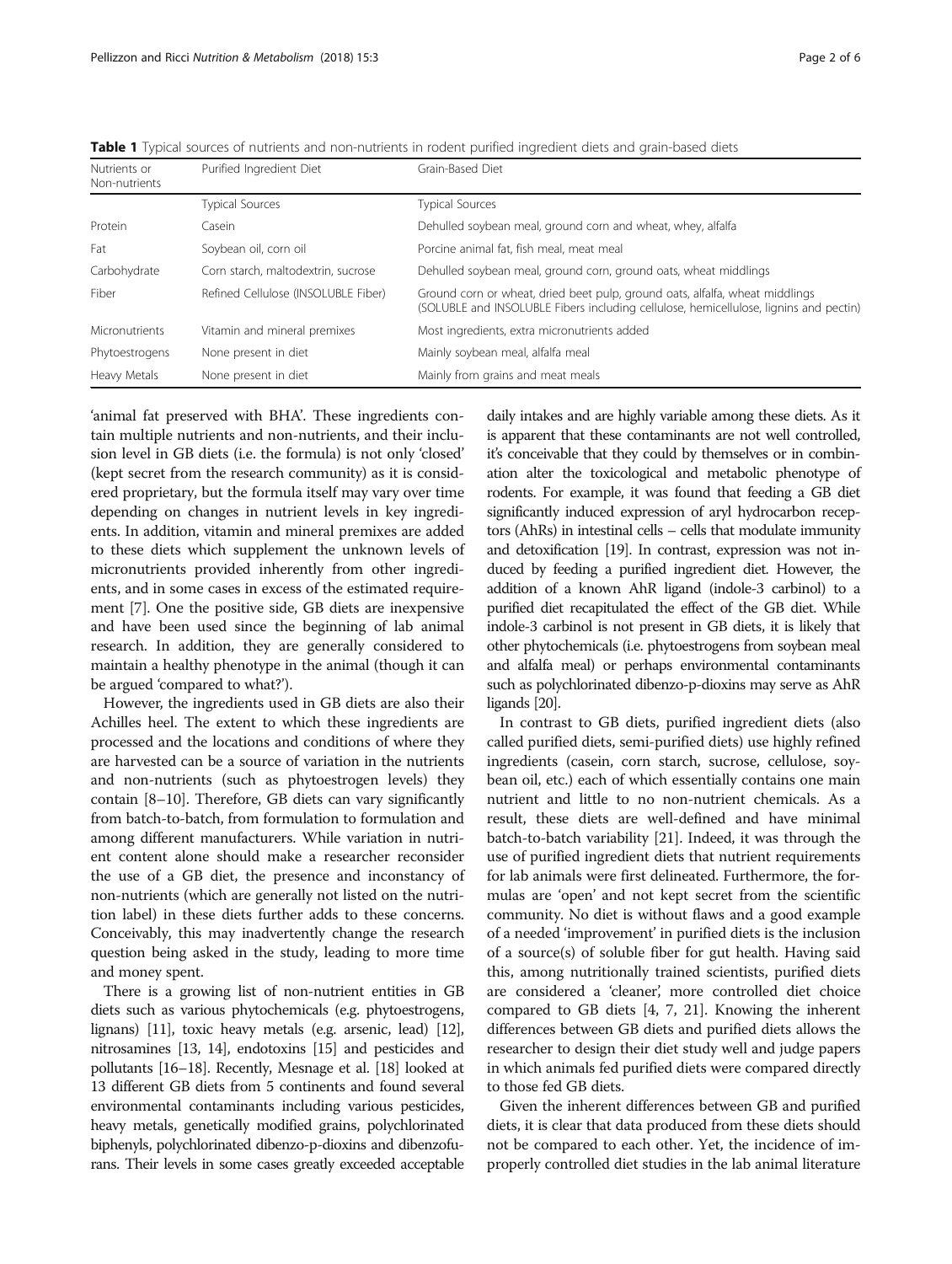**Table 1** Typical sources of nutrients and non-nutrients in rodent purified ingredient diets and grain-based diets

| Nutrients or Non-nutrients | Purified Ingredient Diet | Grain-Based Diet |
|---|---|---|
| | Typical Sources | Typical Sources |
| Protein | Casein | Dehulled soybean meal, ground corn and wheat, whey, alfalfa |
| Fat | Soybean oil, corn oil | Porcine animal fat, fish meal, meat meal |
| Carbohydrate | Corn starch, maltodextrin, sucrose | Dehulled soybean meal, ground corn, ground oats, wheat middlings |
| Fiber | Refined Cellulose (INSOLUBLE Fiber) | Ground corn or wheat, dried beet pulp, ground oats, alfalfa, wheat middlings (SOLUBLE and INSOLUBLE Fibers including cellulose, hemicellulose, lignins and pectin) |
| Micronutrients | Vitamin and mineral premixes | Most ingredients, extra micronutrients added |
| Phytoestrogens | None present in diet | Mainly soybean meal, alfalfa meal |
| Heavy Metals | None present in diet | Mainly from grains and meat meals |

'animal fat preserved with BHA'. These ingredients contain multiple nutrients and non-nutrients, and their inclusion level in GB diets (i.e. the formula) is not only 'closed' (kept secret from the research community) as it is considered proprietary, but the formula itself may vary over time depending on changes in nutrient levels in key ingredients. In addition, vitamin and mineral premixes are added to these diets which supplement the unknown levels of micronutrients provided inherently from other ingredients, and in some cases in excess of the estimated requirement [7]. One the positive side, GB diets are inexpensive and have been used since the beginning of lab animal research. In addition, they are generally considered to maintain a healthy phenotype in the animal (though it can be argued 'compared to what?').

However, the ingredients used in GB diets are also their Achilles heel. The extent to which these ingredients are processed and the locations and conditions of where they are harvested can be a source of variation in the nutrients and non-nutrients (such as phytoestrogen levels) they contain [8–10]. Therefore, GB diets can vary significantly from batch-to-batch, from formulation to formulation and among different manufacturers. While variation in nutrient content alone should make a researcher reconsider the use of a GB diet, the presence and inconstancy of non-nutrients (which are generally not listed on the nutrition label) in these diets further adds to these concerns. Conceivably, this may inadvertently change the research question being asked in the study, leading to more time and money spent.

There is a growing list of non-nutrient entities in GB diets such as various phytochemicals (e.g. phytoestrogens, lignans) [11], toxic heavy metals (e.g. arsenic, lead) [12], nitrosamines [13, 14], endotoxins [15] and pesticides and pollutants [16–18]. Recently, Mesnage et al. [18] looked at 13 different GB diets from 5 continents and found several environmental contaminants including various pesticides, heavy metals, genetically modified grains, polychlorinated biphenyls, polychlorinated dibenzo-p-dioxins and dibenzofurans. Their levels in some cases greatly exceeded acceptable daily intakes and are highly variable among these diets. As it is apparent that these contaminants are not well controlled, it's conceivable that they could by themselves or in combination alter the toxicological and metabolic phenotype of rodents. For example, it was found that feeding a GB diet significantly induced expression of aryl hydrocarbon receptors (AhRs) in intestinal cells – cells that modulate immunity and detoxification [19]. In contrast, expression was not induced by feeding a purified ingredient diet. However, the addition of a known AhR ligand (indole-3 carbinol) to a purified diet recapitulated the effect of the GB diet. While indole-3 carbinol is not present in GB diets, it is likely that other phytochemicals (i.e. phytoestrogens from soybean meal and alfalfa meal) or perhaps environmental contaminants such as polychlorinated dibenzo-p-dioxins may serve as AhR ligands [20].

In contrast to GB diets, purified ingredient diets (also called purified diets, semi-purified diets) use highly refined ingredients (casein, corn starch, sucrose, cellulose, soybean oil, etc.) each of which essentially contains one main nutrient and little to no non-nutrient chemicals. As a result, these diets are well-defined and have minimal batch-to-batch variability [21]. Indeed, it was through the use of purified ingredient diets that nutrient requirements for lab animals were first delineated. Furthermore, the formulas are 'open' and not kept secret from the scientific community. No diet is without flaws and a good example of a needed 'improvement' in purified diets is the inclusion of a source(s) of soluble fiber for gut health. Having said this, among nutritionally trained scientists, purified diets are considered a 'cleaner', more controlled diet choice compared to GB diets [4, 7, 21]. Knowing the inherent differences between GB diets and purified diets allows the researcher to design their diet study well and judge papers in which animals fed purified diets were compared directly to those fed GB diets.

Given the inherent differences between GB and purified diets, it is clear that data produced from these diets should not be compared to each other. Yet, the incidence of improperly controlled diet studies in the lab animal literature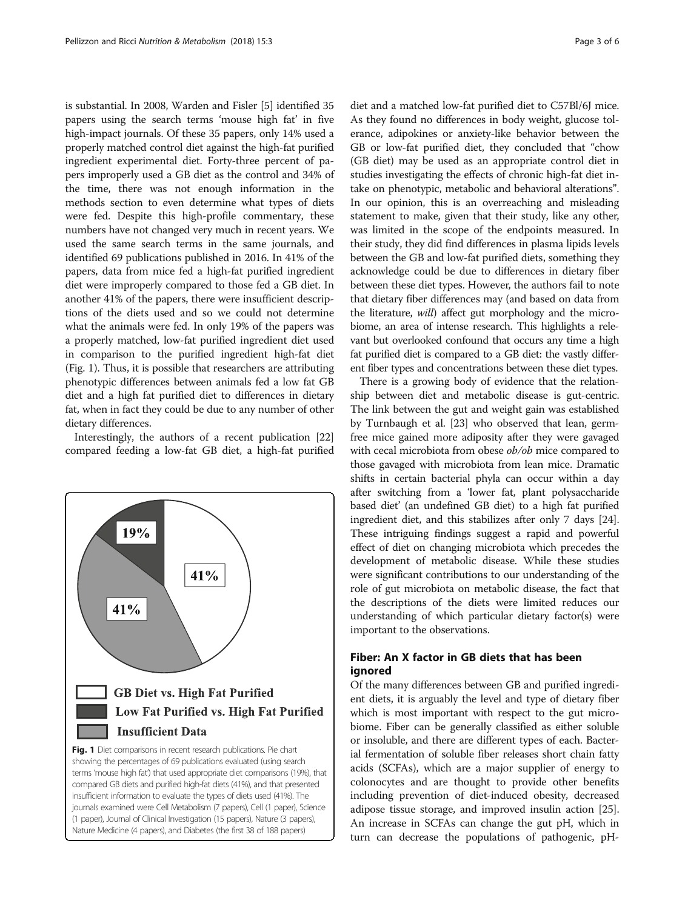is substantial. In 2008, Warden and Fisler [5] identified 35 papers using the search terms 'mouse high fat' in five high-impact journals. Of these 35 papers, only 14% used a properly matched control diet against the high-fat purified ingredient experimental diet. Forty-three percent of papers improperly used a GB diet as the control and 34% of the time, there was not enough information in the methods section to even determine what types of diets were fed. Despite this high-profile commentary, these numbers have not changed very much in recent years. We used the same search terms in the same journals, and identified 69 publications published in 2016. In 41% of the papers, data from mice fed a high-fat purified ingredient diet were improperly compared to those fed a GB diet. In another 41% of the papers, there were insufficient descriptions of the diets used and so we could not determine what the animals were fed. In only 19% of the papers was a properly matched, low-fat purified ingredient diet used in comparison to the purified ingredient high-fat diet (Fig. 1). Thus, it is possible that researchers are attributing phenotypic differences between animals fed a low fat GB diet and a high fat purified diet to differences in dietary fat, when in fact they could be due to any number of other dietary differences.

Interestingly, the authors of a recent publication [22] compared feeding a low-fat GB diet, a high-fat purified diet and a matched low-fat purified diet to C57Bl/6J mice. As they found no differences in body weight, glucose tolerance, adipokines or anxiety-like behavior between the GB or low-fat purified diet, they concluded that "chow (GB diet) may be used as an appropriate control diet in studies investigating the effects of chronic high-fat diet intake on phenotypic, metabolic and behavioral alterations". In our opinion, this is an overreaching and misleading statement to make, given that their study, like any other, was limited in the scope of the endpoints measured. In their study, they did find differences in plasma lipids levels between the GB and low-fat purified diets, something they acknowledge could be due to differences in dietary fiber between these diet types. However, the authors fail to note that dietary fiber differences may (and based on data from the literature, *will*) affect gut morphology and the microbiome, an area of intense research. This highlights a relevant but overlooked confound that occurs any time a high fat purified diet is compared to a GB diet: the vastly different fiber types and concentrations between these diet types.

19%

41%

41%

GB Diet vs. High Fat Purified

Low Fat Purified vs. High Fat Purified

Insufficient Data

**Fig. 1** Diet comparisons in recent research publications. Pie chart showing the percentages of 69 publications evaluated (using search terms 'mouse high fat') that used appropriate diet comparisons (19%), that compared GB diets and purified high-fat diets (41%), and that presented insufficient information to evaluate the types of diets used (41%). The journals examined were Cell Metabolism (7 papers), Cell (1 paper), Science (1 paper), Journal of Clinical Investigation (15 papers), Nature (3 papers), Nature Medicine (4 papers), and Diabetes (the first 38 of 188 papers)

There is a growing body of evidence that the relationship between diet and metabolic disease is gut-centric. The link between the gut and weight gain was established by Turnbaugh et al. [23] who observed that lean, germ-free mice gained more adiposity after they were gavaged with cecal microbiota from obese *ob/ob* mice compared to those gavaged with microbiota from lean mice. Dramatic shifts in certain bacterial phyla can occur within a day after switching from a 'lower fat, plant polysaccharide based diet' (an undefined GB diet) to a high fat purified ingredient diet, and this stabilizes after only 7 days [24]. These intriguing findings suggest a rapid and powerful effect of diet on changing microbiota which precedes the development of metabolic disease. While these studies were significant contributions to our understanding of the role of gut microbiota on metabolic disease, the fact that the descriptions of the diets were limited reduces our understanding of which particular dietary factor(s) were important to the observations.

## Fiber: An X factor in GB diets that has been ignored

Of the many differences between GB and purified ingredient diets, it is arguably the level and type of dietary fiber which is most important with respect to the gut microbiome. Fiber can be generally classified as either soluble or insoluble, and there are different types of each. Bacterial fermentation of soluble fiber releases short chain fatty acids (SCFAs), which are a major supplier of energy to colonocytes and are thought to provide other benefits including prevention of diet-induced obesity, decreased adipose tissue storage, and improved insulin action [25]. An increase in SCFAs can change the gut pH, which in turn can decrease the populations of pathogenic, pH-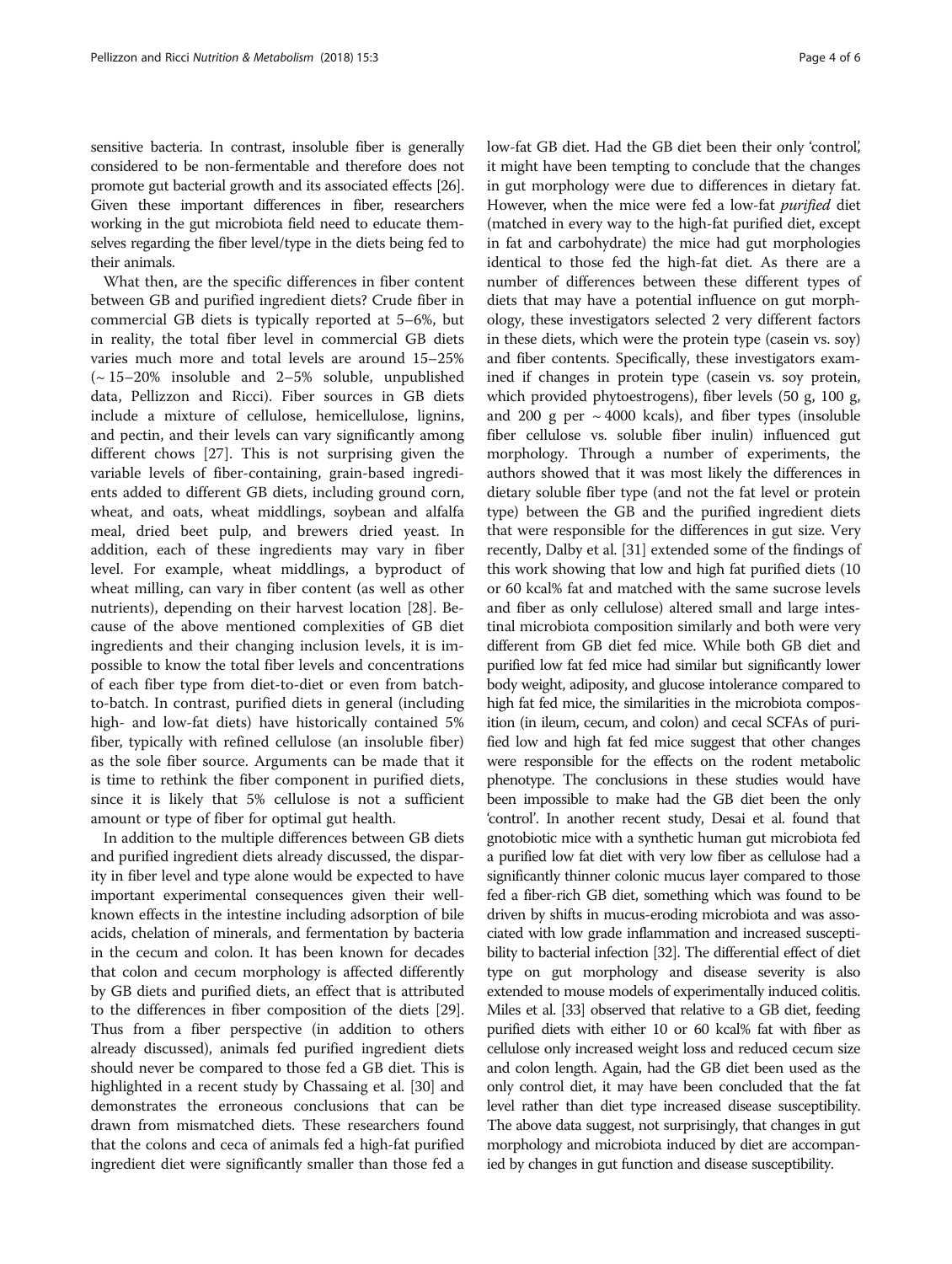sensitive bacteria. In contrast, insoluble fiber is generally considered to be non-fermentable and therefore does not promote gut bacterial growth and its associated effects [26]. Given these important differences in fiber, researchers working in the gut microbiota field need to educate themselves regarding the fiber level/type in the diets being fed to their animals.

What then, are the specific differences in fiber content between GB and purified ingredient diets? Crude fiber in commercial GB diets is typically reported at 5–6%, but in reality, the total fiber level in commercial GB diets varies much more and total levels are around 15–25% (~ 15–20% insoluble and 2–5% soluble, unpublished data, Pellizzon and Ricci). Fiber sources in GB diets include a mixture of cellulose, hemicellulose, lignins, and pectin, and their levels can vary significantly among different chows [27]. This is not surprising given the variable levels of fiber-containing, grain-based ingredients added to different GB diets, including ground corn, wheat, and oats, wheat middlings, soybean and alfalfa meal, dried beet pulp, and brewers dried yeast. In addition, each of these ingredients may vary in fiber level. For example, wheat middlings, a byproduct of wheat milling, can vary in fiber content (as well as other nutrients), depending on their harvest location [28]. Because of the above mentioned complexities of GB diet ingredients and their changing inclusion levels, it is impossible to know the total fiber levels and concentrations of each fiber type from diet-to-diet or even from batch-to-batch. In contrast, purified diets in general (including high- and low-fat diets) have historically contained 5% fiber, typically with refined cellulose (an insoluble fiber) as the sole fiber source. Arguments can be made that it is time to rethink the fiber component in purified diets, since it is likely that 5% cellulose is not a sufficient amount or type of fiber for optimal gut health.

In addition to the multiple differences between GB diets and purified ingredient diets already discussed, the disparity in fiber level and type alone would be expected to have important experimental consequences given their well-known effects in the intestine including adsorption of bile acids, chelation of minerals, and fermentation by bacteria in the cecum and colon. It has been known for decades that colon and cecum morphology is affected differently by GB diets and purified diets, an effect that is attributed to the differences in fiber composition of the diets [29]. Thus from a fiber perspective (in addition to others already discussed), animals fed purified ingredient diets should never be compared to those fed a GB diet. This is highlighted in a recent study by Chassaing et al. [30] and demonstrates the erroneous conclusions that can be drawn from mismatched diets. These researchers found that the colons and ceca of animals fed a high-fat purified ingredient diet were significantly smaller than those fed a low-fat GB diet. Had the GB diet been their only 'control', it might have been tempting to conclude that the changes in gut morphology were due to differences in dietary fat. However, when the mice were fed a low-fat *purified* diet (matched in every way to the high-fat purified diet, except in fat and carbohydrate) the mice had gut morphologies identical to those fed the high-fat diet. As there are a number of differences between these different types of diets that may have a potential influence on gut morphology, these investigators selected 2 very different factors in these diets, which were the protein type (casein vs. soy) and fiber contents. Specifically, these investigators examined if changes in protein type (casein vs. soy protein, which provided phytoestrogens), fiber levels (50 g, 100 g, and 200 g per ~ 4000 kcals), and fiber types (insoluble fiber cellulose vs. soluble fiber inulin) influenced gut morphology. Through a number of experiments, the authors showed that it was most likely the differences in dietary soluble fiber type (and not the fat level or protein type) between the GB and the purified ingredient diets that were responsible for the differences in gut size. Very recently, Dalby et al. [31] extended some of the findings of this work showing that low and high fat purified diets (10 or 60 kcal% fat and matched with the same sucrose levels and fiber as only cellulose) altered small and large intestinal microbiota composition similarly and both were very different from GB diet fed mice. While both GB diet and purified low fat fed mice had similar but significantly lower body weight, adiposity, and glucose intolerance compared to high fat fed mice, the similarities in the microbiota composition (in ileum, cecum, and colon) and cecal SCFAs of purified low and high fat fed mice suggest that other changes were responsible for the effects on the rodent metabolic phenotype. The conclusions in these studies would have been impossible to make had the GB diet been the only 'control'. In another recent study, Desai et al. found that gnotobiotic mice with a synthetic human gut microbiota fed a purified low fat diet with very low fiber as cellulose had a significantly thinner colonic mucus layer compared to those fed a fiber-rich GB diet, something which was found to be driven by shifts in mucus-eroding microbiota and was associated with low grade inflammation and increased susceptibility to bacterial infection [32]. The differential effect of diet type on gut morphology and disease severity is also extended to mouse models of experimentally induced colitis. Miles et al. [33] observed that relative to a GB diet, feeding purified diets with either 10 or 60 kcal% fat with fiber as cellulose only increased weight loss and reduced cecum size and colon length. Again, had the GB diet been used as the only control diet, it may have been concluded that the fat level rather than diet type increased disease susceptibility. The above data suggest, not surprisingly, that changes in gut morphology and microbiota induced by diet are accompanied by changes in gut function and disease susceptibility.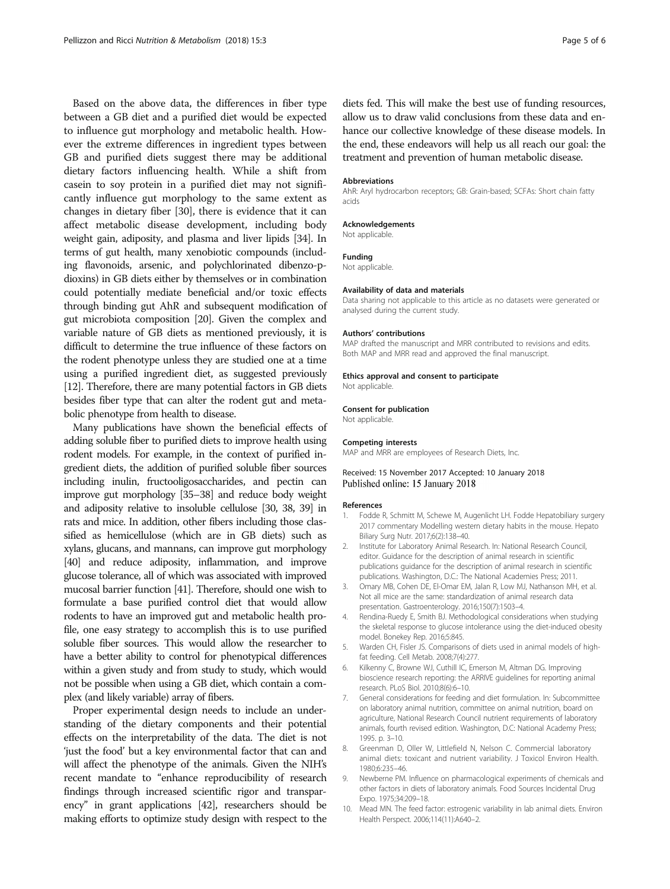Based on the above data, the differences in fiber type between a GB diet and a purified diet would be expected to influence gut morphology and metabolic health. However the extreme differences in ingredient types between GB and purified diets suggest there may be additional dietary factors influencing health. While a shift from casein to soy protein in a purified diet may not significantly influence gut morphology to the same extent as changes in dietary fiber [30], there is evidence that it can affect metabolic disease development, including body weight gain, adiposity, and plasma and liver lipids [34]. In terms of gut health, many xenobiotic compounds (including flavonoids, arsenic, and polychlorinated dibenzo-p-dioxins) in GB diets either by themselves or in combination could potentially mediate beneficial and/or toxic effects through binding gut AhR and subsequent modification of gut microbiota composition [20]. Given the complex and variable nature of GB diets as mentioned previously, it is difficult to determine the true influence of these factors on the rodent phenotype unless they are studied one at a time using a purified ingredient diet, as suggested previously [12]. Therefore, there are many potential factors in GB diets besides fiber type that can alter the rodent gut and metabolic phenotype from health to disease.

Many publications have shown the beneficial effects of adding soluble fiber to purified diets to improve health using rodent models. For example, in the context of purified ingredient diets, the addition of purified soluble fiber sources including inulin, fructooligosaccharides, and pectin can improve gut morphology [35–38] and reduce body weight and adiposity relative to insoluble cellulose [30, 38, 39] in rats and mice. In addition, other fibers including those classified as hemicellulose (which are in GB diets) such as xylans, glucans, and mannans, can improve gut morphology [40] and reduce adiposity, inflammation, and improve glucose tolerance, all of which was associated with improved mucosal barrier function [41]. Therefore, should one wish to formulate a base purified control diet that would allow rodents to have an improved gut and metabolic health profile, one easy strategy to accomplish this is to use purified soluble fiber sources. This would allow the researcher to have a better ability to control for phenotypical differences within a given study and from study to study, which would not be possible when using a GB diet, which contain a complex (and likely variable) array of fibers.

Proper experimental design needs to include an understanding of the dietary components and their potential effects on the interpretability of the data. The diet is not 'just the food' but a key environmental factor that can and will affect the phenotype of the animals. Given the NIH's recent mandate to "enhance reproducibility of research findings through increased scientific rigor and transparency" in grant applications [42], researchers should be making efforts to optimize study design with respect to the diets fed. This will make the best use of funding resources, allow us to draw valid conclusions from these data and enhance our collective knowledge of these disease models. In the end, these endeavors will help us all reach our goal: the treatment and prevention of human metabolic disease.

#### Abbreviations
AhR: Aryl hydrocarbon receptors; GB: Grain-based; SCFAs: Short chain fatty acids

#### Acknowledgements
Not applicable.

#### Funding
Not applicable.

#### Availability of data and materials
Data sharing not applicable to this article as no datasets were generated or analysed during the current study.

#### Authors' contributions
MAP drafted the manuscript and MRR contributed to revisions and edits. Both MAP and MRR read and approved the final manuscript.

#### Ethics approval and consent to participate
Not applicable.

#### Consent for publication
Not applicable.

#### Competing interests
MAP and MRR are employees of Research Diets, Inc.

Received: 15 November 2017 Accepted: 10 January 2018
Published online: 15 January 2018

#### References
1. Fodde R, Schmitt M, Schewe M, Augenlicht LH. Fodde Hepatobiliary surgery 2017 commentary Modelling western dietary habits in the mouse. Hepato Biliary Surg Nutr. 2017;6(2):138–40.
2. Institute for Laboratory Animal Research. In: National Research Council, editor. Guidance for the description of animal research in scientific publications guidance for the description of animal research in scientific publications. Washington, D.C.: The National Academies Press; 2011.
3. Omary MB, Cohen DE, El-Omar EM, Jalan R, Low MJ, Nathanson MH, et al. Not all mice are the same: standardization of animal research data presentation. Gastroenterology. 2016;150(7):1503–4.
4. Rendina-Ruedy E, Smith BJ. Methodological considerations when studying the skeletal response to glucose intolerance using the diet-induced obesity model. Bonekey Rep. 2016;5:845.
5. Warden CH, Fisler JS. Comparisons of diets used in animal models of high-fat feeding. Cell Metab. 2008;7(4):277.
6. Kilkenny C, Browne WJ, Cuthill IC, Emerson M, Altman DG. Improving bioscience research reporting: the ARRIVE guidelines for reporting animal research. PLoS Biol. 2010;8(6):6–10.
7. General considerations for feeding and diet formulation. In: Subcommittee on laboratory animal nutrition, committee on animal nutrition, board on agriculture, National Research Council nutrient requirements of laboratory animals, fourth revised edition. Washington, D.C: National Academy Press; 1995. p. 3–10.
8. Greenman D, Oller W, Littlefield N, Nelson C. Commercial laboratory animal diets: toxicant and nutrient variability. J Toxicol Environ Health. 1980;6:235–46.
9. Newberne PM. Influence on pharmacological experiments of chemicals and other factors in diets of laboratory animals. Food Sources Incidental Drug Expo. 1975;34:209–18.
10. Mead MN. The feed factor: estrogenic variability in lab animal diets. Environ Health Perspect. 2006;114(11):A640–2.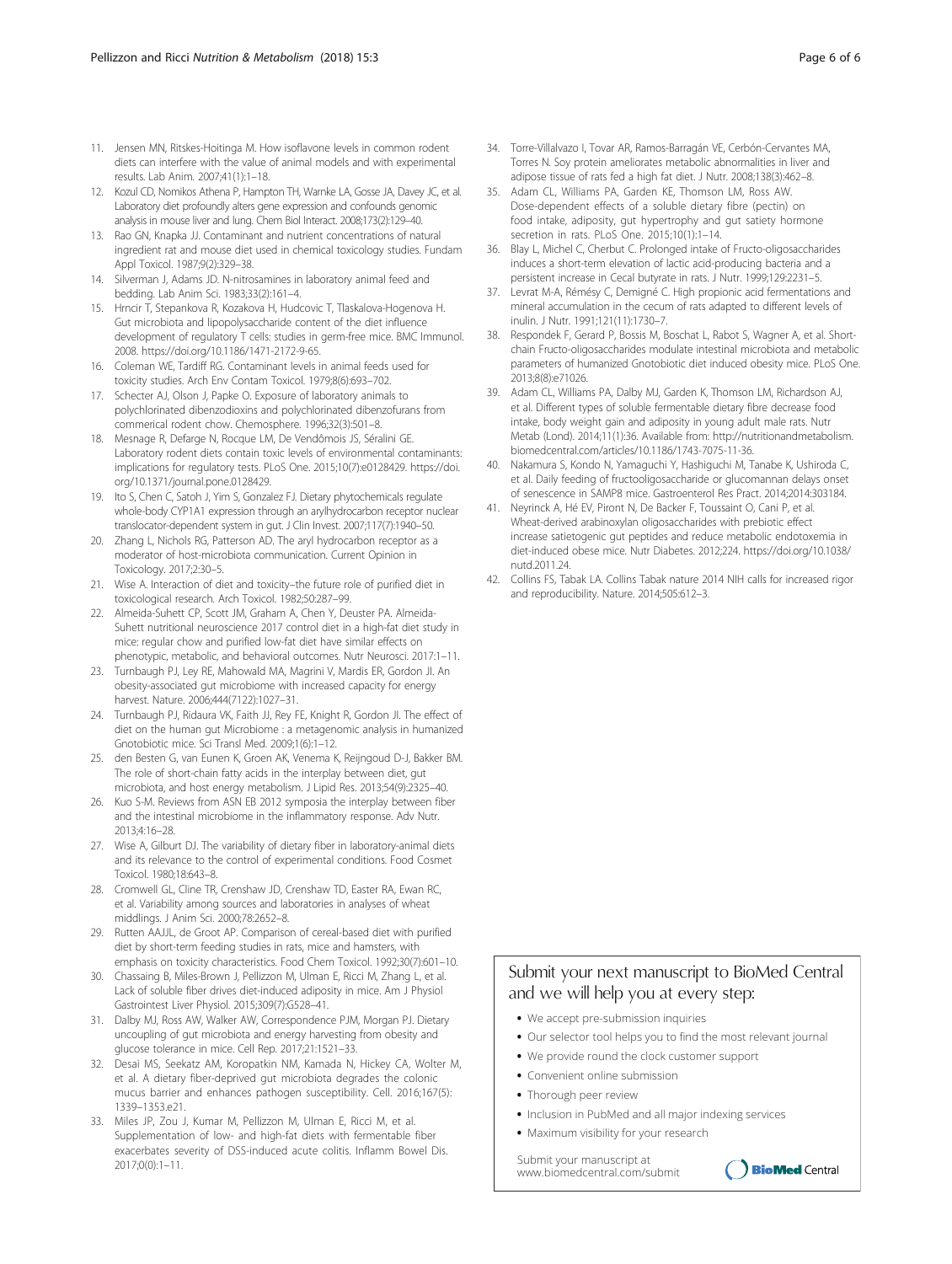11. Jensen MN, Ritskes-Hoitinga M. How isoflavone levels in common rodent diets can interfere with the value of animal models and with experimental results. Lab Anim. 2007;41(1):1–18.
12. Kozul CD, Nomikos Athena P, Hampton TH, Warnke LA, Gosse JA, Davey JC, et al. Laboratory diet profoundly alters gene expression and confounds genomic analysis in mouse liver and lung. Chem Biol Interact. 2008;173(2):129–40.
13. Rao GN, Knapka JJ. Contaminant and nutrient concentrations of natural ingredient rat and mouse diet used in chemical toxicology studies. Fundam Appl Toxicol. 1987;9(2):329–38.
14. Silverman J, Adams JD. N-nitrosamines in laboratory animal feed and bedding. Lab Anim Sci. 1983;33(2):161–4.
15. Hrncir T, Stepankova R, Kozakova H, Hudcovic T, Tlaskalova-Hogenova H. Gut microbiota and lipopolysaccharide content of the diet influence development of regulatory T cells: studies in germ-free mice. BMC Immunol. 2008. https://doi.org/10.1186/1471-2172-9-65.
16. Coleman WE, Tardiff RG. Contaminant levels in animal feeds used for toxicity studies. Arch Env Contam Toxicol. 1979;8(6):693–702.
17. Schecter AJ, Olson J, Papke O. Exposure of laboratory animals to polychlorinated dibenzodioxins and polychlorinated dibenzofurans from commerical rodent chow. Chemosphere. 1996;32(3):501–8.
18. Mesnage R, Defarge N, Rocque LM, De Vendômois JS, Séralini GE. Laboratory rodent diets contain toxic levels of environmental contaminants: implications for regulatory tests. PLoS One. 2015;10(7):e0128429. https://doi.org/10.1371/journal.pone.0128429.
19. Ito S, Chen C, Satoh J, Yim S, Gonzalez FJ. Dietary phytochemicals regulate whole-body CYP1A1 expression through an arylhydrocarbon receptor nuclear translocator-dependent system in gut. J Clin Invest. 2007;117(7):1940–50.
20. Zhang L, Nichols RG, Patterson AD. The aryl hydrocarbon receptor as a moderator of host-microbiota communication. Current Opinion in Toxicology. 2017;2:30–5.
21. Wise A. Interaction of diet and toxicity–the future role of purified diet in toxicological research. Arch Toxicol. 1982;50:287–99.
22. Almeida-Suhett CP, Scott JM, Graham A, Chen Y, Deuster PA. Almeida-Suhett nutritional neuroscience 2017 control diet in a high-fat diet study in mice: regular chow and purified low-fat diet have similar effects on phenotypic, metabolic, and behavioral outcomes. Nutr Neurosci. 2017:1–11.
23. Turnbaugh PJ, Ley RE, Mahowald MA, Magrini V, Mardis ER, Gordon JI. An obesity-associated gut microbiome with increased capacity for energy harvest. Nature. 2006;444(7122):1027–31.
24. Turnbaugh PJ, Ridaura VK, Faith JJ, Rey FE, Knight R, Gordon JI. The effect of diet on the human gut Microbiome : a metagenomic analysis in humanized Gnotobiotic mice. Sci Transl Med. 2009;1(6):1–12.
25. den Besten G, van Eunen K, Groen AK, Venema K, Reijngoud D-J, Bakker BM. The role of short-chain fatty acids in the interplay between diet, gut microbiota, and host energy metabolism. J Lipid Res. 2013;54(9):2325–40.
26. Kuo S-M. Reviews from ASN EB 2012 symposia the interplay between fiber and the intestinal microbiome in the inflammatory response. Adv Nutr. 2013;4:16–28.
27. Wise A, Gilburt DJ. The variability of dietary fiber in laboratory-animal diets and its relevance to the control of experimental conditions. Food Cosmet Toxicol. 1980;18:643–8.
28. Cromwell GL, Cline TR, Crenshaw JD, Crenshaw TD, Easter RA, Ewan RC, et al. Variability among sources and laboratories in analyses of wheat middlings. J Anim Sci. 2000;78:2652–8.
29. Rutten AAJJL, de Groot AP. Comparison of cereal-based diet with purified diet by short-term feeding studies in rats, mice and hamsters, with emphasis on toxicity characteristics. Food Chem Toxicol. 1992;30(7):601–10.
30. Chassaing B, Miles-Brown J, Pellizzon M, Ulman E, Ricci M, Zhang L, et al. Lack of soluble fiber drives diet-induced adiposity in mice. Am J Physiol Gastrointest Liver Physiol. 2015;309(7):G528–41.
31. Dalby MJ, Ross AW, Walker AW, Correspondence PJM, Morgan PJ. Dietary uncoupling of gut microbiota and energy harvesting from obesity and glucose tolerance in mice. Cell Rep. 2017;21:1521–33.
32. Desai MS, Seekatz AM, Koropatkin NM, Kamada N, Hickey CA, Wolter M, et al. A dietary fiber-deprived gut microbiota degrades the colonic mucus barrier and enhances pathogen susceptibility. Cell. 2016;167(5):1339–1353.e21.
33. Miles JP, Zou J, Kumar M, Pellizzon M, Ulman E, Ricci M, et al. Supplementation of low- and high-fat diets with fermentable fiber exacerbates severity of DSS-induced acute colitis. Inflamm Bowel Dis. 2017;0(0):1–11.
34. Torre-Villalvazo I, Tovar AR, Ramos-Barragán VE, Cerbón-Cervantes MA, Torres N. Soy protein ameliorates metabolic abnormalities in liver and adipose tissue of rats fed a high fat diet. J Nutr. 2008;138(3):462–8.
35. Adam CL, Williams PA, Garden KE, Thomson LM, Ross AW. Dose-dependent effects of a soluble dietary fibre (pectin) on food intake, adiposity, gut hypertrophy and gut satiety hormone secretion in rats. PLoS One. 2015;10(1):1–14.
36. Blay L, Michel C, Cherbut C. Prolonged intake of Fructo-oligosaccharides induces a short-term elevation of lactic acid-producing bacteria and a persistent increase in Cecal butyrate in rats. J Nutr. 1999;129:2231–5.
37. Levrat M-A, Rémésy C, Demigné C. High propionic acid fermentations and mineral accumulation in the cecum of rats adapted to different levels of inulin. J Nutr. 1991;121(11):1730–7.
38. Respondek F, Gerard P, Bossis M, Boschat L, Rabot S, Wagner A, et al. Short-chain Fructo-oligosaccharides modulate intestinal microbiota and metabolic parameters of humanized Gnotobiotic diet induced obesity mice. PLoS One. 2013;8(8):e71026.
39. Adam CL, Williams PA, Dalby MJ, Garden K, Thomson LM, Richardson AJ, et al. Different types of soluble fermentable dietary fibre decrease food intake, body weight gain and adiposity in young adult male rats. Nutr Metab (Lond). 2014;11(1):36. Available from: http://nutritionandmetabolism.biomedcentral.com/articles/10.1186/1743-7075-11-36.
40. Nakamura S, Kondo N, Yamaguchi Y, Hashiguchi M, Tanabe K, Ushiroda C, et al. Daily feeding of fructooligosaccharide or glucomannan delays onset of senescence in SAMP8 mice. Gastroenterol Res Pract. 2014;2014:303184.
41. Neyrinck A, Hé EV, Piront N, De Backer F, Toussaint O, Cani P, et al. Wheat-derived arabinoxylan oligosaccharides with prebiotic effect increase satietogenic gut peptides and reduce metabolic endotoxemia in diet-induced obese mice. Nutr Diabetes. 2012;224. https://doi.org/10.1038/nutd.2011.24.
42. Collins FS, Tabak LA. Collins Tabak nature 2014 NIH calls for increased rigor and reproducibility. Nature. 2014;505:612–3.

## Submit your next manuscript to BioMed Central and we will help you at every step:

- We accept pre-submission inquiries
- Our selector tool helps you to find the most relevant journal
- We provide round the clock customer support
- Convenient online submission
- Thorough peer review
- Inclusion in PubMed and all major indexing services
- Maximum visibility for your research

Submit your manuscript at www.biomedcentral.com/submit

BioMed Central